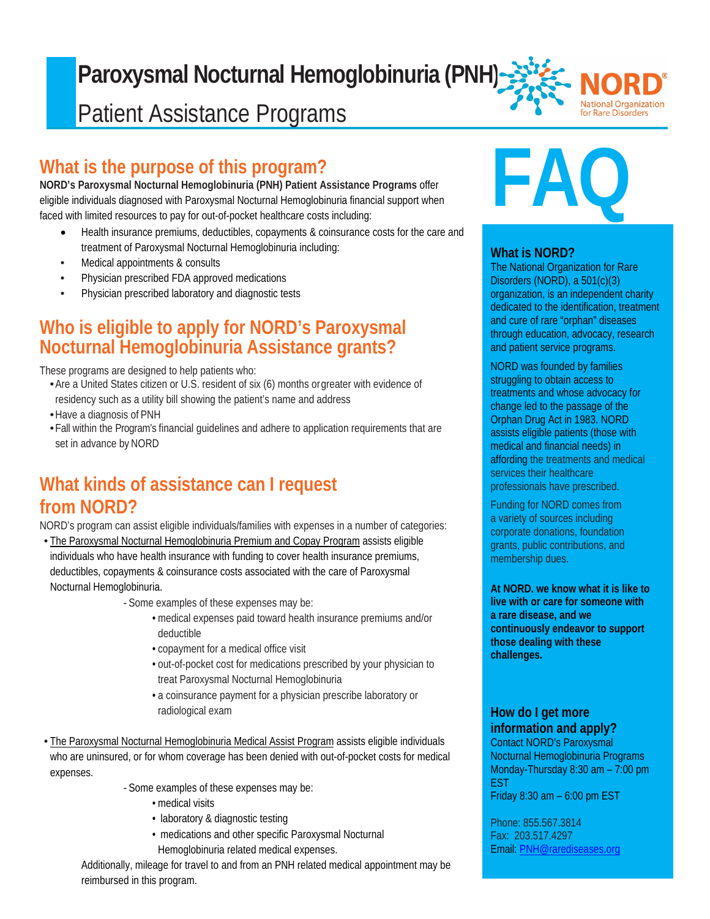# Paroxysmal Nocturnal Hemoglobinuria (PNH)

Patient Assistance Programs

## What is the purpose of this program?

**NORD's Paroxysmal Nocturnal Hemoglobinuria (PNH) Patient Assistance Programs** offer eligible individuals diagnosed with Paroxysmal Nocturnal Hemoglobinuria financial support when faced with limited resources to pay for out-of-pocket healthcare costs including:

- Health insurance premiums, deductibles, copayments & coinsurance costs for the care and treatment of Paroxysmal Nocturnal Hemoglobinuria including:
- Medical appointments & consults
- Physician prescribed FDA approved medications
- Physician prescribed laboratory and diagnostic tests

## Who is eligible to apply for NORD's Paroxysmal Nocturnal Hemoglobinuria Assistance grants?

These programs are designed to help patients who:

- Are a United States citizen or U.S. resident of six (6) months or greater with evidence of residency such as a utility bill showing the patient's name and address
- Have a diagnosis of PNH
- Fall within the Program's financial guidelines and adhere to application requirements that are set in advance by NORD

## What kinds of assistance can I request from NORD?

NORD's program can assist eligible individuals/families with expenses in a number of categories:

- The Paroxysmal Nocturnal Hemoglobinuria Premium and Copay Program assists eligible individuals who have health insurance with funding to cover health insurance premiums, deductibles, copayments & coinsurance costs associated with the care of Paroxysmal Nocturnal Hemoglobinuria.
  - Some examples of these expenses may be:
    - medical expenses paid toward health insurance premiums and/or deductible
    - copayment for a medical office visit
    - out-of-pocket cost for medications prescribed by your physician to treat Paroxysmal Nocturnal Hemoglobinuria
    - a coinsurance payment for a physician prescribe laboratory or radiological exam

- The Paroxysmal Nocturnal Hemoglobinuria Medical Assist Program assists eligible individuals who are uninsured, or for whom coverage has been denied with out-of-pocket costs for medical expenses.
  - Some examples of these expenses may be:
    - medical visits
    - laboratory & diagnostic testing
    - medications and other specific Paroxysmal Nocturnal Hemoglobinuria related medical expenses.

  Additionally, mileage for travel to and from an PNH related medical appointment may be reimbursed in this program.

# FAQ

### What is NORD?

The National Organization for Rare Disorders (NORD), a 501(c)(3) organization, is an independent charity dedicated to the identification, treatment and cure of rare "orphan" diseases through education, advocacy, research and patient service programs.

NORD was founded by families struggling to obtain access to treatments and whose advocacy for change led to the passage of the Orphan Drug Act in 1983. NORD assists eligible patients (those with medical and financial needs) in affording the treatments and medical services their healthcare professionals have prescribed.

Funding for NORD comes from a variety of sources including corporate donations, foundation grants, public contributions, and membership dues.

**At NORD. we know what it is like to live with or care for someone with a rare disease, and we continuously endeavor to support those dealing with these challenges.**

### How do I get more information and apply?

Contact NORD's Paroxysmal Nocturnal Hemoglobinuria Programs
Monday-Thursday 8:30 am – 7:00 pm EST
Friday 8:30 am – 6:00 pm EST

Phone: 855.567.3814
Fax: 203.517.4297
Email: PNH@rarediseases.org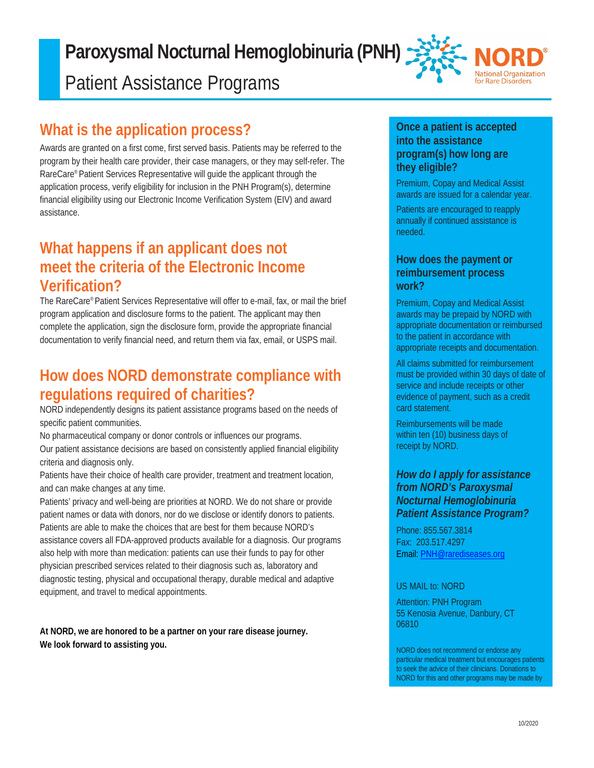# Paroxysmal Nocturnal Hemoglobinuria (PNH)

Patient Assistance Programs

## What is the application process?

Awards are granted on a first come, first served basis. Patients may be referred to the program by their health care provider, their case managers, or they may self-refer. The RareCare® Patient Services Representative will guide the applicant through the application process, verify eligibility for inclusion in the PNH Program(s), determine financial eligibility using our Electronic Income Verification System (EIV) and award assistance.

## What happens if an applicant does not meet the criteria of the Electronic Income Verification?

The RareCare® Patient Services Representative will offer to e-mail, fax, or mail the brief program application and disclosure forms to the patient. The applicant may then complete the application, sign the disclosure form, provide the appropriate financial documentation to verify financial need, and return them via fax, email, or USPS mail.

## How does NORD demonstrate compliance with regulations required of charities?

NORD independently designs its patient assistance programs based on the needs of specific patient communities.

No pharmaceutical company or donor controls or influences our programs.

Our patient assistance decisions are based on consistently applied financial eligibility criteria and diagnosis only.

Patients have their choice of health care provider, treatment and treatment location, and can make changes at any time.

Patients' privacy and well-being are priorities at NORD. We do not share or provide patient names or data with donors, nor do we disclose or identify donors to patients.

Patients are able to make the choices that are best for them because NORD's assistance covers all FDA-approved products available for a diagnosis. Our programs also help with more than medication: patients can use their funds to pay for other physician prescribed services related to their diagnosis such as, laboratory and diagnostic testing, physical and occupational therapy, durable medical and adaptive equipment, and travel to medical appointments.

**At NORD, we are honored to be a partner on your rare disease journey. We look forward to assisting you.**

### Once a patient is accepted into the assistance program(s) how long are they eligible?

Premium, Copay and Medical Assist awards are issued for a calendar year.

Patients are encouraged to reapply annually if continued assistance is needed.

### How does the payment or reimbursement process work?

Premium, Copay and Medical Assist awards may be prepaid by NORD with appropriate documentation or reimbursed to the patient in accordance with appropriate receipts and documentation.

All claims submitted for reimbursement must be provided within 30 days of date of service and include receipts or other evidence of payment, such as a credit card statement.

Reimbursements will be made within ten (10) business days of receipt by NORD.

### *How do I apply for assistance from NORD's Paroxysmal Nocturnal Hemoglobinuria Patient Assistance Program?*

Phone: 855.567.3814
Fax: 203.517.4297
Email: PNH@rarediseases.org

US MAIL to: NORD

Attention: PNH Program
55 Kenosia Avenue, Danbury, CT 06810

NORD does not recommend or endorse any particular medical treatment but encourages patients to seek the advice of their clinicians. Donations to NORD for this and other programs may be made by

10/2020